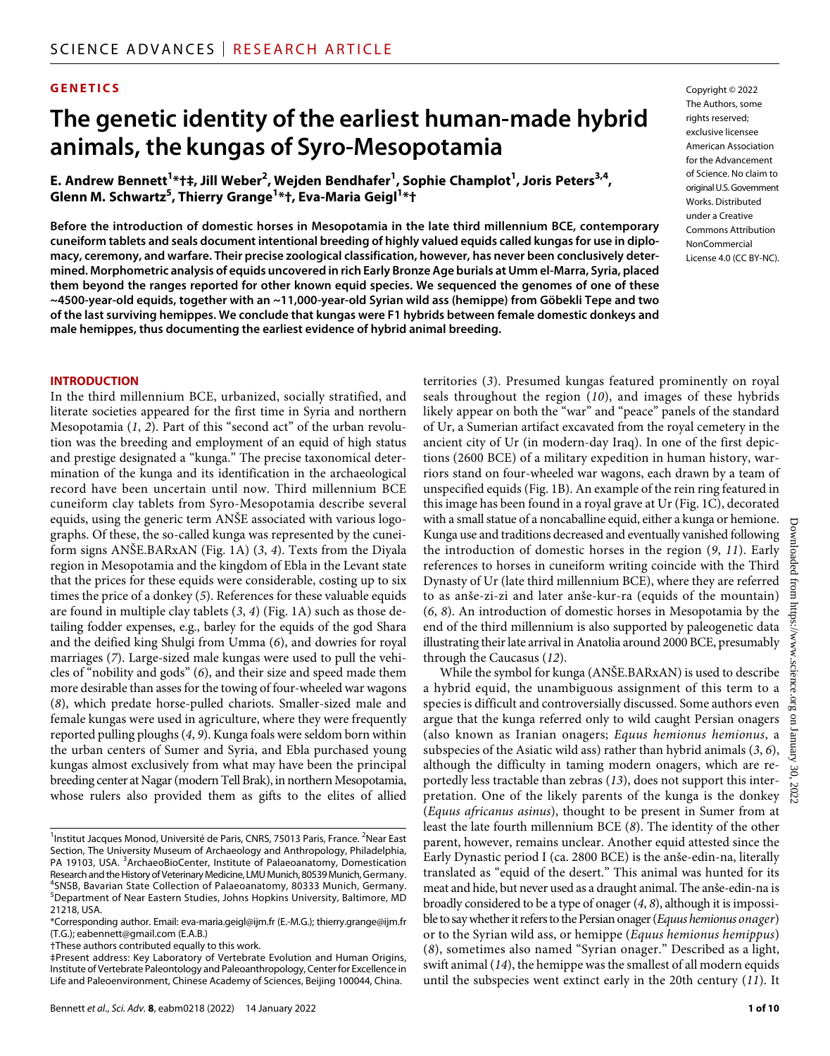GENETICS

# The genetic identity of the earliest human-made hybrid animals, the kungas of Syro-Mesopotamia

**E. Andrew Bennett[1]*†‡, Jill Weber[2], Wejden Bendhafer[1], Sophie Champlot[1], Joris Peters[3,4], Glenn M. Schwartz[5], Thierry Grange[1]*†, Eva-Maria Geigl[1]*†**

Copyright © 2022 The Authors, some rights reserved; exclusive licensee American Association for the Advancement of Science. No claim to original U.S. Government Works. Distributed under a Creative Commons Attribution NonCommercial License 4.0 (CC BY-NC).

**Before the introduction of domestic horses in Mesopotamia in the late third millennium BCE, contemporary cuneiform tablets and seals document intentional breeding of highly valued equids called kungas for use in diplomacy, ceremony, and warfare. Their precise zoological classification, however, has never been conclusively determined. Morphometric analysis of equids uncovered in rich Early Bronze Age burials at Umm el-Marra, Syria, placed them beyond the ranges reported for other known equid species. We sequenced the genomes of one of these ~4500-year-old equids, together with an ~11,000-year-old Syrian wild ass (hemippe) from Göbekli Tepe and two of the last surviving hemippes. We conclude that kungas were F1 hybrids between female domestic donkeys and male hemippes, thus documenting the earliest evidence of hybrid animal breeding.**

## INTRODUCTION

In the third millennium BCE, urbanized, socially stratified, and literate societies appeared for the first time in Syria and northern Mesopotamia (*1*, *2*). Part of this "second act" of the urban revolution was the breeding and employment of an equid of high status and prestige designated a "kunga." The precise taxonomic determination of the kunga and its identification in the archaeological record have been uncertain until now. Third millennium BCE cuneiform clay tablets from Syro-Mesopotamia describe several equids, using the generic term ANŠE associated with various logographs. Of these, the so-called kunga was represented by the cuneiform signs ANŠE.BARxAN (Fig. 1A) (*3*, *4*). Texts from the Diyala region in Mesopotamia and the kingdom of Ebla in the Levant state that the prices for these equids were considerable, costing up to six times the price of a donkey (*5*). References for these valuable equids are found in multiple clay tablets (*3*, *4*) (Fig. 1A) such as those detailing fodder expenses, e.g., barley for the equids of the god Shara and the deified king Shulgi from Umma (*6*), and dowries for royal marriages (*7*). Large-sized male kungas were used to pull the vehicles of "nobility and gods" (*6*), and their size and speed made them more desirable than asses for the towing of four-wheeled war wagons (*8*), which predate horse-pulled chariots. Smaller-sized male and female kungas were used in agriculture, where they were frequently reported pulling ploughs (*4*, *9*). Kunga foals were seldom born within the urban centers of Sumer and Syria, and Ebla purchased young kungas almost exclusively from what may have been the principal breeding center at Nagar (modern Tell Brak), in northern Mesopotamia, whose rulers also provided them as gifts to the elites of allied territories (*3*). Presumed kungas featured prominently on royal seals throughout the region (*10*), and images of these hybrids likely appear on both the "war" and "peace" panels of the standard of Ur, a Sumerian artifact excavated from the royal cemetery in the ancient city of Ur (in modern-day Iraq). In one of the first depictions (2600 BCE) of a military expedition in human history, warriors stand on four-wheeled war wagons, each drawn by a team of unspecified equids (Fig. 1B). An example of the rein ring featured in this image has been found in a royal grave at Ur (Fig. 1C), decorated with a small statue of a noncaballine equid, either a kunga or hemione. Kunga use and traditions decreased and eventually vanished following the introduction of domestic horses in the region (*9*, *11*). Early references to horses in cuneiform writing coincide with the Third Dynasty of Ur (late third millennium BCE), where they are referred to as anše-zi-zi and later anše-kur-ra (equids of the mountain) (*6*, *8*). An introduction of domestic horses in Mesopotamia by the end of the third millennium is also supported by paleogenetic data illustrating their late arrival in Anatolia around 2000 BCE, presumably through the Caucasus (*12*).

While the symbol for kunga (ANŠE.BARxAN) is used to describe a hybrid equid, the unambiguous assignment of this term to a species is difficult and controversially discussed. Some authors even argue that the kunga referred only to wild caught Persian onagers (also known as Iranian onagers; *Equus hemionus hemionus*, a subspecies of the Asiatic wild ass) rather than hybrid animals (*3*, *6*), although the difficulty in taming modern onagers, which are reportedly less tractable than zebras (*13*), does not support this interpretation. One of the likely parents of the kunga is the donkey (*Equus africanus asinus*), thought to be present in Sumer from at least the late fourth millennium BCE (*8*). The identity of the other parent, however, remains unclear. Another equid attested since the Early Dynastic period I (ca. 2800 BCE) is the anše-edin-na, literally translated as "equid of the desert." This animal was hunted for its meat and hide, but never used as a draught animal. The anše-edin-na is broadly considered to be a type of onager (*4*, *8*), although it is impossible to say whether it refers to the Persian onager (*Equus hemionus onager*) or to the Syrian wild ass, or hemippe (*Equus hemionus hemippus*) (*8*), sometimes also named "Syrian onager." Described as a light, swift animal (*14*), the hemippe was the smallest of all modern equids until the subspecies went extinct early in the 20th century (*11*). It

---

[1]Institut Jacques Monod, Université de Paris, CNRS, 75013 Paris, France. [2]Near East Section, The University Museum of Archaeology and Anthropology, Philadelphia, PA 19103, USA. [3]ArchaeoBioCenter, Institute of Palaeoanatomy, Domestication Research and the History of Veterinary Medicine, LMU Munich, 80539 Munich, Germany. [4]SNSB, Bavarian State Collection of Palaeoanatomy, 80333 Munich, Germany. [5]Department of Near Eastern Studies, Johns Hopkins University, Baltimore, MD 21218, USA.

*Corresponding author. Email: eva-maria.geigl@ijm.fr (E.-M.G.); thierry.grange@ijm.fr (T.G.); eabennett@gmail.com (E.A.B.)

†These authors contributed equally to this work.

‡Present address: Key Laboratory of Vertebrate Evolution and Human Origins, Institute of Vertebrate Paleontology and Paleoanthropology, Center for Excellence in Life and Paleoenvironment, Chinese Academy of Sciences, Beijing 100044, China.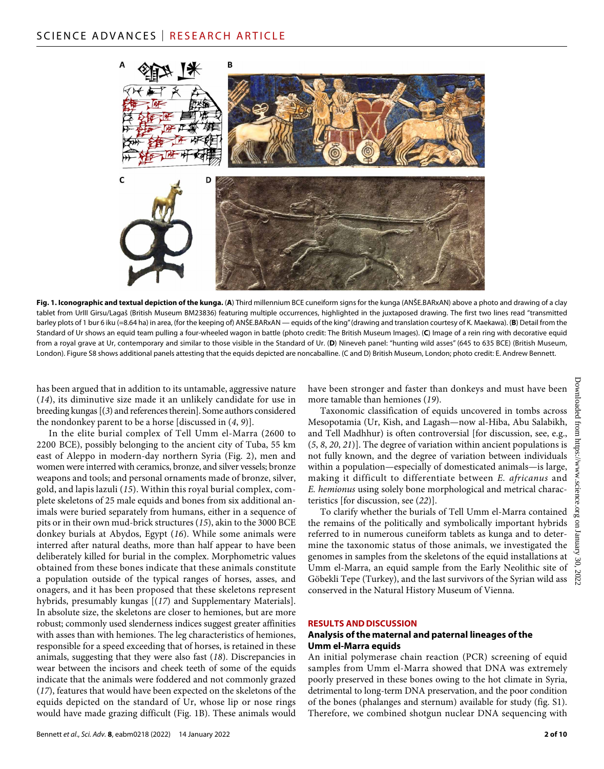**Fig. 1. Iconographic and textual depiction of the kunga.** (**A**) Third millennium BCE cuneiform signs for the kunga (ANŠE.BARxAN) above a photo and drawing of a clay tablet from UrIII Girsu/Lagaš (British Museum BM23836) featuring multiple occurrences, highlighted in the juxtaposed drawing. The first two lines read "transmitted barley plots of 1 bur 6 iku (=8.64 ha) in area, (for the keeping of) ANŠE.BARxAN — equids of the king" (drawing and translation courtesy of K. Maekawa). (**B**) Detail from the Standard of Ur shows an equid team pulling a four-wheeled wagon in battle (photo credit: The British Museum Images). (**C**) Image of a rein ring with decorative equid from a royal grave at Ur, contemporary and similar to those visible in the Standard of Ur. (**D**) Nineveh panel: "hunting wild asses" (645 to 635 BCE) (British Museum, London). Figure S8 shows additional panels attesting that the equids depicted are noncaballine. (C and D) British Museum, London; photo credit: E. Andrew Bennett.

has been argued that in addition to its untamable, aggressive nature (*14*), its diminutive size made it an unlikely candidate for use in breeding kungas [(*3*) and references therein]. Some authors considered the nondonkey parent to be a horse [discussed in (*4*, *9*)].

In the elite burial complex of Tell Umm el-Marra (2600 to 2200 BCE), possibly belonging to the ancient city of Tuba, 55 km east of Aleppo in modern-day northern Syria (Fig. 2), men and women were interred with ceramics, bronze, and silver vessels; bronze weapons and tools; and personal ornaments made of bronze, silver, gold, and lapis lazuli (*15*). Within this royal burial complex, complete skeletons of 25 male equids and bones from six additional animals were buried separately from humans, either in a sequence of pits or in their own mud-brick structures (*15*), akin to the 3000 BCE donkey burials at Abydos, Egypt (*16*). While some animals were interred after natural deaths, more than half appear to have been deliberately killed for burial in the complex. Morphometric values obtained from these bones indicate that these animals constitute a population outside of the typical ranges of horses, asses, and onagers, and it has been proposed that these skeletons represent hybrids, presumably kungas [(*17*) and Supplementary Materials]. In absolute size, the skeletons are closer to hemiones, but are more robust; commonly used slenderness indices suggest greater affinities with asses than with hemiones. The leg characteristics of hemiones, responsible for a speed exceeding that of horses, is retained in these animals, suggesting that they were also fast (*18*). Discrepancies in wear between the incisors and cheek teeth of some of the equids indicate that the animals were foddered and not commonly grazed (*17*), features that would have been expected on the skeletons of the equids depicted on the standard of Ur, whose lip or nose rings would have made grazing difficult (Fig. 1B). These animals would have been stronger and faster than donkeys and must have been more tamable than hemiones (*19*).

Taxonomic classification of equids uncovered in tombs across Mesopotamia (Ur, Kish, and Lagash—now al-Hiba, Abu Salabikh, and Tell Madhhur) is often controversial [for discussion, see, e.g., (*5*, *8*, *20*, *21*)]. The degree of variation within ancient populations is not fully known, and the degree of variation between individuals within a population—especially of domesticated animals—is large, making it difficult to differentiate between *E. africanus* and *E. hemionus* using solely bone morphological and metrical characteristics [for discussion, see (*22*)].

To clarify whether the burials of Tell Umm el-Marra contained the remains of the politically and symbolically important hybrids referred to in numerous cuneiform tablets as kunga and to determine the taxonomic status of those animals, we investigated the genomes in samples from the skeletons of the equid installations at Umm el-Marra, an equid sample from the Early Neolithic site of Göbekli Tepe (Turkey), and the last survivors of the Syrian wild ass conserved in the Natural History Museum of Vienna.

## RESULTS AND DISCUSSION

### Analysis of the maternal and paternal lineages of the Umm el-Marra equids

An initial polymerase chain reaction (PCR) screening of equid samples from Umm el-Marra showed that DNA was extremely poorly preserved in these bones owing to the hot climate in Syria, detrimental to long-term DNA preservation, and the poor condition of the bones (phalanges and sternum) available for study (fig. S1). Therefore, we combined shotgun nuclear DNA sequencing with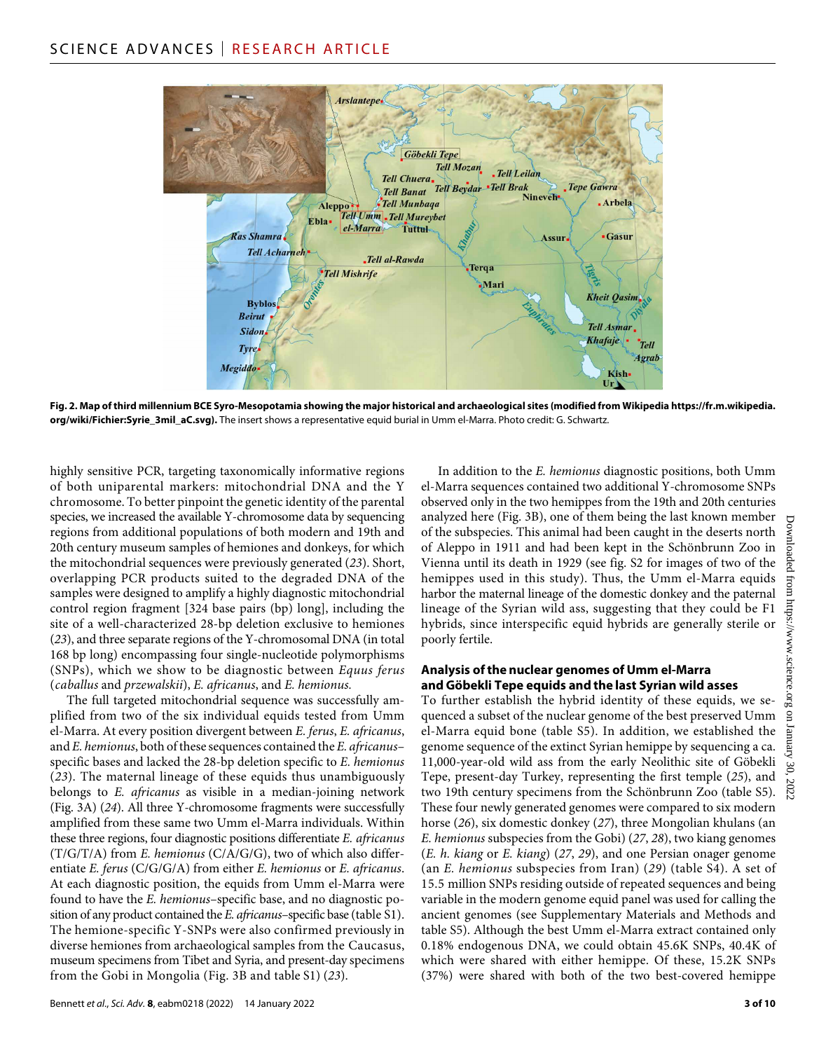**Fig. 2. Map of third millennium BCE Syro-Mesopotamia showing the major historical and archaeological sites (modified from Wikipedia https://fr.m.wikipedia.org/wiki/Fichier:Syrie_3mil_aC.svg).** The insert shows a representative equid burial in Umm el-Marra. Photo credit: G. Schwartz.

highly sensitive PCR, targeting taxonomically informative regions of both uniparental markers: mitochondrial DNA and the Y chromosome. To better pinpoint the genetic identity of the parental species, we increased the available Y-chromosome data by sequencing regions from additional populations of both modern and 19th and 20th century museum samples of hemiones and donkeys, for which the mitochondrial sequences were previously generated (*23*). Short, overlapping PCR products suited to the degraded DNA of the samples were designed to amplify a highly diagnostic mitochondrial control region fragment [324 base pairs (bp) long], including the site of a well-characterized 28-bp deletion exclusive to hemiones (*23*), and three separate regions of the Y-chromosomal DNA (in total 168 bp long) encompassing four single-nucleotide polymorphisms (SNPs), which we show to be diagnostic between *Equus ferus* (*caballus* and *przewalskii*), *E. africanus*, and *E. hemionus.*

The full targeted mitochondrial sequence was successfully amplified from two of the six individual equids tested from Umm el-Marra. At every position divergent between *E. ferus*, *E. africanus*, and *E. hemionus*, both of these sequences contained the *E. africanus*–specific bases and lacked the 28-bp deletion specific to *E. hemionus* (*23*). The maternal lineage of these equids thus unambiguously belongs to *E. africanus* as visible in a median-joining network (Fig. 3A) (*24*). All three Y-chromosome fragments were successfully amplified from these same two Umm el-Marra individuals. Within these three regions, four diagnostic positions differentiate *E. africanus* (T/G/T/A) from *E. hemionus* (C/A/G/G), two of which also differentiate *E. ferus* (C/G/G/A) from either *E. hemionus* or *E. africanus*. At each diagnostic position, the equids from Umm el-Marra were found to have the *E. hemionus*–specific base, and no diagnostic position of any product contained the *E. africanus*–specific base (table S1). The hemione-specific Y-SNPs were also confirmed previously in diverse hemiones from archaeological samples from the Caucasus, museum specimens from Tibet and Syria, and present-day specimens from the Gobi in Mongolia (Fig. 3B and table S1) (*23*).

In addition to the *E. hemionus* diagnostic positions, both Umm el-Marra sequences contained two additional Y-chromosome SNPs observed only in the two hemippes from the 19th and 20th centuries analyzed here (Fig. 3B), one of them being the last known member of the subspecies. This animal had been caught in the deserts north of Aleppo in 1911 and had been kept in the Schönbrunn Zoo in Vienna until its death in 1929 (see fig. S2 for images of two of the hemippes used in this study). Thus, the Umm el-Marra equids harbor the maternal lineage of the domestic donkey and the paternal lineage of the Syrian wild ass, suggesting that they could be F1 hybrids, since interspecific equid hybrids are generally sterile or poorly fertile.

### Analysis of the nuclear genomes of Umm el-Marra and Göbekli Tepe equids and the last Syrian wild asses

To further establish the hybrid identity of these equids, we sequenced a subset of the nuclear genome of the best preserved Umm el-Marra equid bone (table S5). In addition, we established the genome sequence of the extinct Syrian hemippe by sequencing a ca. 11,000-year-old wild ass from the early Neolithic site of Göbekli Tepe, present-day Turkey, representing the first temple (*25*), and two 19th century specimens from the Schönbrunn Zoo (table S5). These four newly generated genomes were compared to six modern horse (*26*), six domestic donkey (*27*), three Mongolian khulans (an *E. hemionus* subspecies from the Gobi) (*27*, *28*), two kiang genomes (*E. h. kiang* or *E. kiang*) (*27*, *29*), and one Persian onager genome (an *E. hemionus* subspecies from Iran) (*29*) (table S4). A set of 15.5 million SNPs residing outside of repeated sequences and being variable in the modern genome equid panel was used for calling the ancient genomes (see Supplementary Materials and Methods and table S5). Although the best Umm el-Marra extract contained only 0.18% endogenous DNA, we could obtain 45.6K SNPs, 40.4K of which were shared with either hemippe. Of these, 15.2K SNPs (37%) were shared with both of the two best-covered hemippe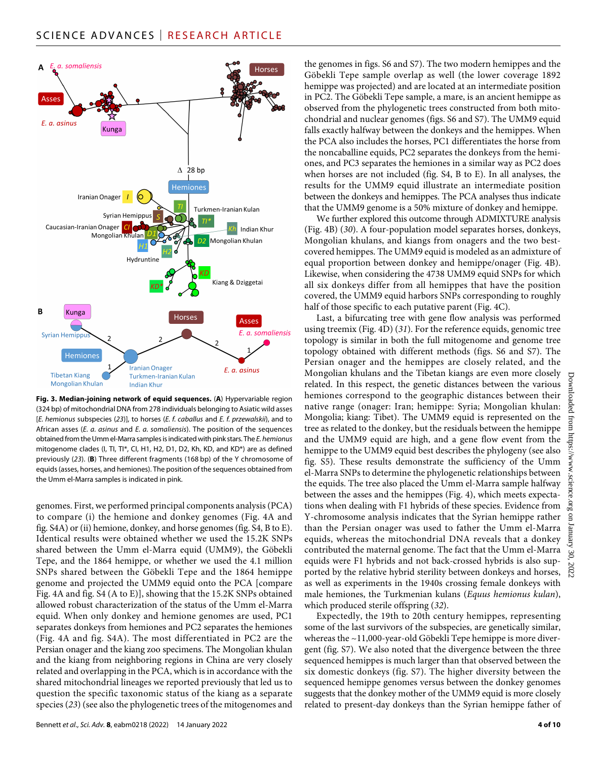**Fig. 3. Median-joining network of equid sequences.** (**A**) Hypervariable region (324 bp) of mitochondrial DNA from 278 individuals belonging to Asiatic wild asses [*E. hemionus* subspecies (*23*)], to horses (*E. f. caballus* and *E. f. przewalskii*), and to African asses (*E. a. asinus* and *E. a. somaliensis*). The position of the sequences obtained from the Umm el-Marra samples is indicated with pink stars. The *E. hemionus* mitogenome clades (I, TI, TI*, CI, H1, H2, D1, D2, Kh, KD, and KD*) are as defined previously (*23*). (**B**) Three different fragments (168 bp) of the Y chromosome of equids (asses, horses, and hemiones). The position of the sequences obtained from the Umm el-Marra samples is indicated in pink.

genomes. First, we performed principal components analysis (PCA) to compare (i) the hemione and donkey genomes (Fig. 4A and fig. S4A) or (ii) hemione, donkey, and horse genomes (fig. S4, B to E). Identical results were obtained whether we used the 15.2K SNPs shared between the Umm el-Marra equid (UMM9), the Göbekli Tepe, and the 1864 hemippe, or whether we used the 4.1 million SNPs shared between the Göbekli Tepe and the 1864 hemippe genome and projected the UMM9 equid onto the PCA [compare Fig. 4A and fig. S4 (A to E)], showing that the 15.2K SNPs obtained allowed robust characterization of the status of the Umm el-Marra equid. When only donkey and hemione genomes are used, PC1 separates donkeys from hemiones and PC2 separates the hemiones (Fig. 4A and fig. S4A). The most differentiated in PC2 are the Persian onager and the kiang zoo specimens. The Mongolian khulan and the kiang from neighboring regions in China are very closely related and overlapping in the PCA, which is in accordance with the shared mitochondrial lineages we reported previously that led us to question the specific taxonomic status of the kiang as a separate species (*23*) (see also the phylogenetic trees of the mitogenomes and the genomes in figs. S6 and S7). The two modern hemippes and the Göbekli Tepe sample overlap as well (the lower coverage 1892 hemippe was projected) and are located at an intermediate position in PC2. The Göbekli Tepe sample, a mare, is an ancient hemippe as observed from the phylogenetic trees constructed from both mitochondrial and nuclear genomes (figs. S6 and S7). The UMM9 equid falls exactly halfway between the donkeys and the hemippes. When the PCA also includes the horses, PC1 differentiates the horse from the noncaballine equids, PC2 separates the donkeys from the hemiones, and PC3 separates the hemiones in a similar way as PC2 does when horses are not included (fig. S4, B to E). In all analyses, the results for the UMM9 equid illustrate an intermediate position between the donkeys and hemippes. The PCA analyses thus indicate that the UMM9 genome is a 50% mixture of donkey and hemippe.

We further explored this outcome through ADMIXTURE analysis (Fig. 4B) (*30*). A four-population model separates horses, donkeys, Mongolian khulans, and kiangs from onagers and the two best-covered hemippes. The UMM9 equid is modeled as an admixture of equal proportion between donkey and hemippe/onager (Fig. 4B). Likewise, when considering the 4738 UMM9 equid SNPs for which all six donkeys differ from all hemippes that have the position covered, the UMM9 equid harbors SNPs corresponding to roughly half of those specific to each putative parent (Fig. 4C).

Last, a bifurcating tree with gene flow analysis was performed using treemix (Fig. 4D) (*31*). For the reference equids, genomic tree topology is similar in both the full mitogenome and genome tree topology obtained with different methods (figs. S6 and S7). The Persian onager and the hemippes are closely related, and the Mongolian khulans and the Tibetan kiangs are even more closely related. In this respect, the genetic distances between the various hemiones correspond to the geographic distances between their native range (onager: Iran; hemippe: Syria; Mongolian khulan: Mongolia; kiang: Tibet). The UMM9 equid is represented on the tree as related to the donkey, but the residuals between the hemippe and the UMM9 equid are high, and a gene flow event from the hemippe to the UMM9 equid best describes the phylogeny (see also fig. S5). These results demonstrate the sufficiency of the Umm el-Marra SNPs to determine the phylogenetic relationships between the equids. The tree also placed the Umm el-Marra sample halfway between the asses and the hemippes (Fig. 4), which meets expectations when dealing with F1 hybrids of these species. Evidence from Y-chromosome analysis indicates that the Syrian hemippe rather than the Persian onager was used to father the Umm el-Marra equids, whereas the mitochondrial DNA reveals that a donkey contributed the maternal genome. The fact that the Umm el-Marra equids were F1 hybrids and not back-crossed hybrids is also supported by the relative hybrid sterility between donkeys and horses, as well as experiments in the 1940s crossing female donkeys with male hemiones, the Turkmenian kulans (*Equus hemionus kulan*), which produced sterile offspring (*32*).

Expectedly, the 19th to 20th century hemippes, representing some of the last survivors of the subspecies, are genetically similar, whereas the ~11,000-year-old Göbekli Tepe hemippe is more divergent (fig. S7). We also noted that the divergence between the three sequenced hemippes is much larger than that observed between the six domestic donkeys (fig. S7). The higher diversity between the sequenced hemippe genomes versus between the donkey genomes suggests that the donkey mother of the UMM9 equid is more closely related to present-day donkeys than the Syrian hemippe father of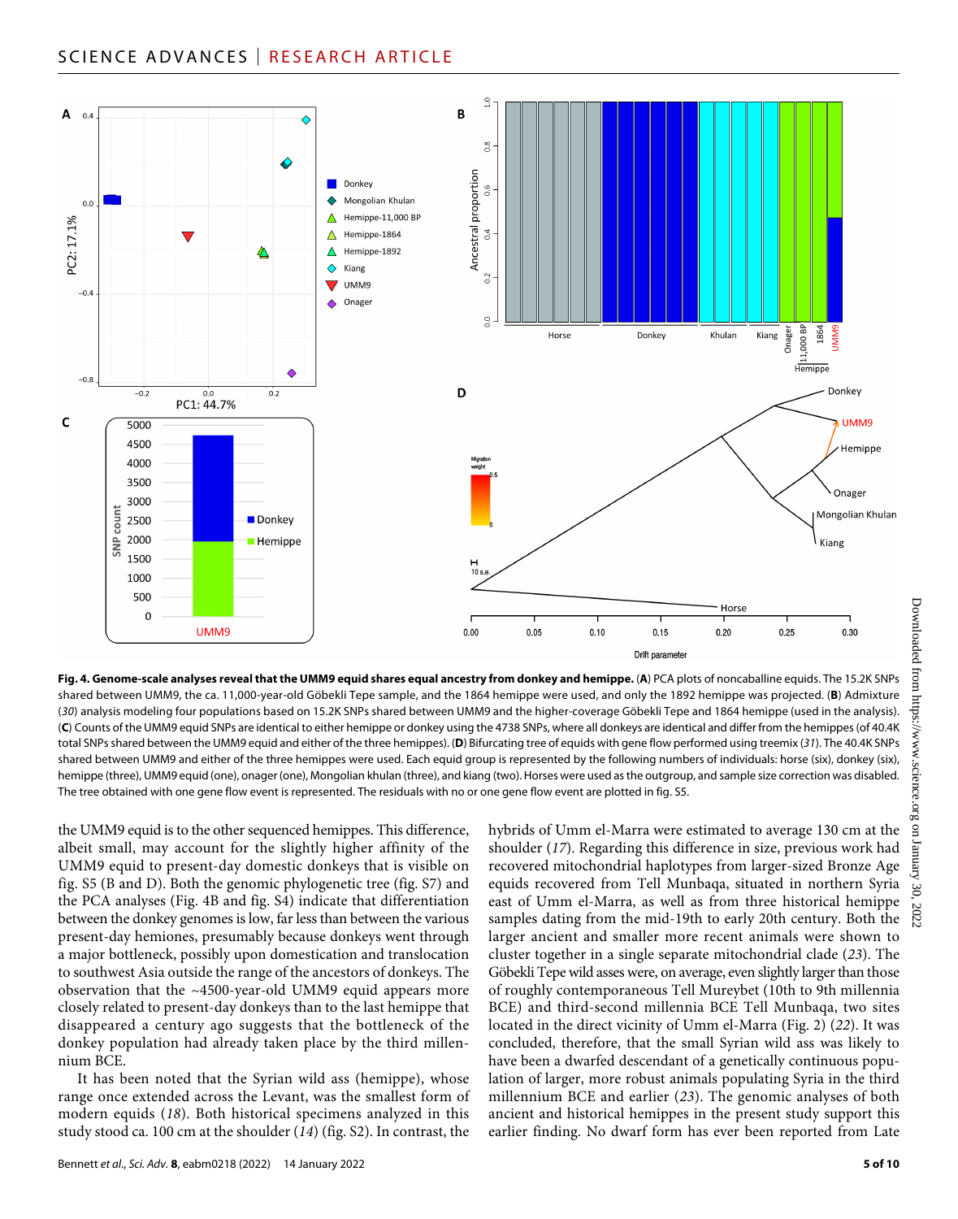**Fig. 4. Genome-scale analyses reveal that the UMM9 equid shares equal ancestry from donkey and hemippe.** (**A**) PCA plots of noncaballine equids. The 15.2K SNPs shared between UMM9, the ca. 11,000-year-old Göbekli Tepe sample, and the 1864 hemippe were used, and only the 1892 hemippe was projected. (**B**) Admixture (*30*) analysis modeling four populations based on 15.2K SNPs shared between UMM9 and the higher-coverage Göbekli Tepe and 1864 hemippe (used in the analysis). (**C**) Counts of the UMM9 equid SNPs are identical to either hemippe or donkey using the 4738 SNPs, where all donkeys are identical and differ from the hemippes (of 40.4K total SNPs shared between the UMM9 equid and either of the three hemippes). (**D**) Bifurcating tree of equids with gene flow performed using treemix (*31*). The 40.4K SNPs shared between UMM9 and either of the three hemippes were used. Each equid group is represented by the following numbers of individuals: horse (six), donkey (six), hemippe (three), UMM9 equid (one), onager (one), Mongolian khulan (three), and kiang (two). Horses were used as the outgroup, and sample size correction was disabled. The tree obtained with one gene flow event is represented. The residuals with no or one gene flow event are plotted in fig. S5.

the UMM9 equid is to the other sequenced hemippes. This difference, albeit small, may account for the slightly higher affinity of the UMM9 equid to present-day domestic donkeys that is visible on fig. S5 (B and D). Both the genomic phylogenetic tree (fig. S7) and the PCA analyses (Fig. 4B and fig. S4) indicate that differentiation between the donkey genomes is low, far less than between the various present-day hemiones, presumably because donkeys went through a major bottleneck, possibly upon domestication and translocation to southwest Asia outside the range of the ancestors of donkeys. The observation that the ~4500-year-old UMM9 equid appears more closely related to present-day donkeys than to the last hemippe that disappeared a century ago suggests that the bottleneck of the donkey population had already taken place by the third millennium BCE.

It has been noted that the Syrian wild ass (hemippe), whose range once extended across the Levant, was the smallest form of modern equids (*18*). Both historical specimens analyzed in this study stood ca. 100 cm at the shoulder (*14*) (fig. S2). In contrast, the hybrids of Umm el-Marra were estimated to average 130 cm at the shoulder (*17*). Regarding this difference in size, previous work had recovered mitochondrial haplotypes from larger-sized Bronze Age equids recovered from Tell Munbaqa, situated in northern Syria east of Umm el-Marra, as well as from three historical hemippe samples dating from the mid-19th to early 20th century. Both the larger ancient and smaller more recent animals were shown to cluster together in a single separate mitochondrial clade (*23*). The Göbekli Tepe wild asses were, on average, even slightly larger than those of roughly contemporaneous Tell Mureybet (10th to 9th millennia BCE) and third-second millennia BCE Tell Munbaqa, two sites located in the direct vicinity of Umm el-Marra (Fig. 2) (*22*). It was concluded, therefore, that the small Syrian wild ass was likely to have been a dwarfed descendant of a genetically continuous population of larger, more robust animals populating Syria in the third millennium BCE (*23*). The genomic analyses of both ancient and historical hemippes in the present study support this earlier finding. No dwarf form has ever been reported from Late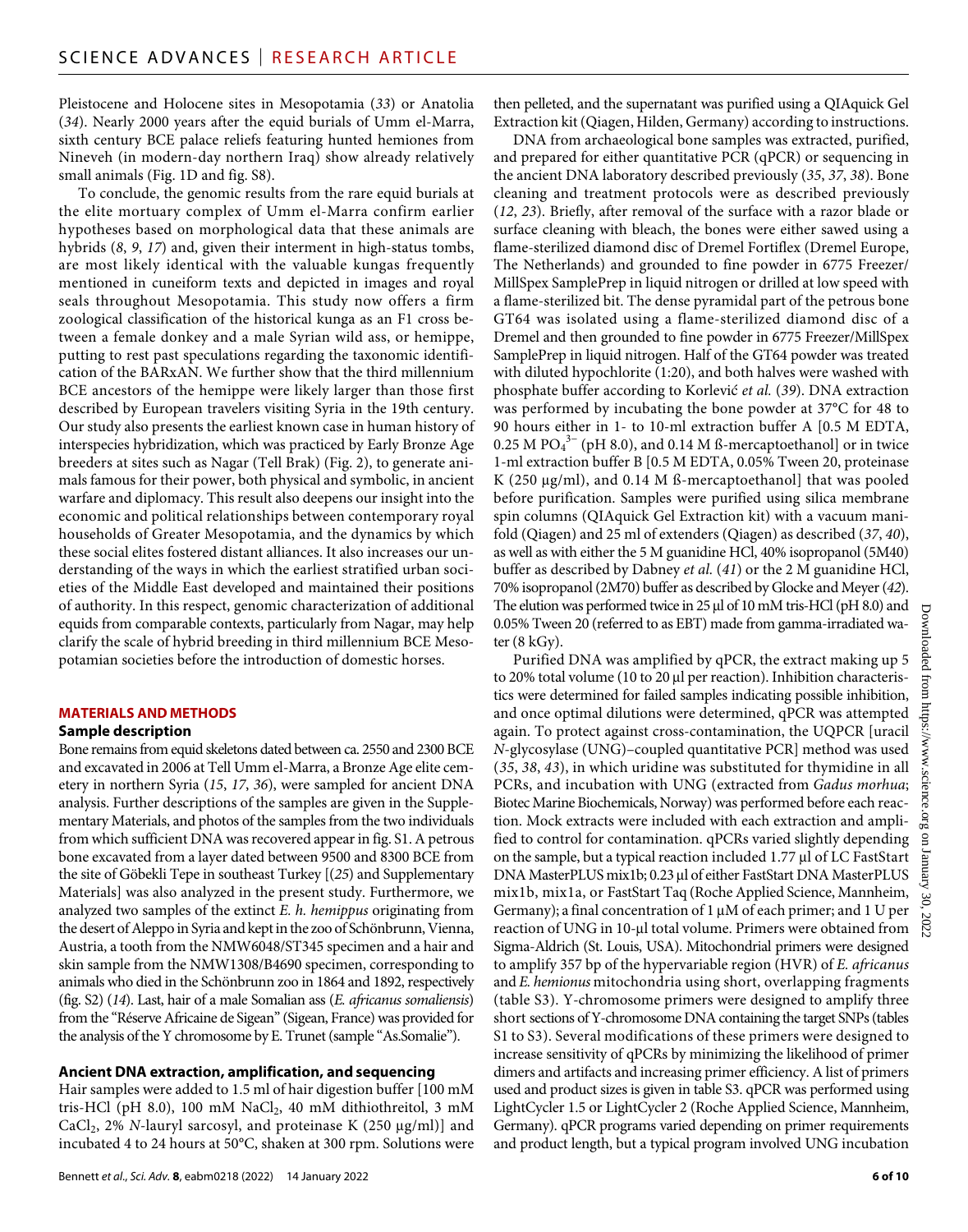Pleistocene and Holocene sites in Mesopotamia (*33*) or Anatolia (*34*). Nearly 2000 years after the equid burials of Umm el-Marra, sixth century BCE palace reliefs featuring hunted hemiones from Nineveh (in modern-day northern Iraq) show already relatively small animals (Fig. 1D and fig. S8).

To conclude, the genomic results from the rare equid burials at the elite mortuary complex of Umm el-Marra confirm earlier hypotheses based on morphological data that these animals are hybrids (*8*, *9*, *17*) and, given their interment in high-status tombs, are most likely identical with the valuable kungas frequently mentioned in cuneiform texts and depicted in images and royal seals throughout Mesopotamia. This study now offers a firm zoological classification of the historical kunga as an F1 cross between a female donkey and a male Syrian wild ass, or hemippe, putting to rest past speculations regarding the taxonomic identification of the BARxAN. We further show that the third millennium BCE ancestors of the hemippe were likely larger than those first described by European travelers visiting Syria in the 19th century. Our study also presents the earliest known case in human history of interspecies hybridization, which was practiced by Early Bronze Age breeders at sites such as Nagar (Tell Brak) (Fig. 2), to generate animals famous for their power, both physical and symbolic, in ancient warfare and diplomacy. This result also deepens our insight into the economic and political relationships between contemporary royal households of Greater Mesopotamia, and the dynamics by which these social elites fostered distant alliances. It also increases our understanding of the ways in which the earliest stratified urban societies of the Middle East developed and maintained their positions of authority. In this respect, genomic characterization of additional equids from comparable contexts, particularly from Nagar, may help clarify the scale of hybrid breeding in third millennium BCE Mesopotamian societies before the introduction of domestic horses.

## MATERIALS AND METHODS

### Sample description

Bone remains from equid skeletons dated between ca. 2550 and 2300 BCE and excavated in 2006 at Tell Umm el-Marra, a Bronze Age elite cemetery in northern Syria (*15*, *17*, *36*), were sampled for ancient DNA analysis. Further descriptions of the samples are given in the Supplementary Materials, and photos of the samples from the two individuals from which sufficient DNA was recovered appear in fig. S1. A petrous bone excavated from a layer dated between 9500 and 8300 BCE from the site of Göbekli Tepe in southeast Turkey [(*25*) and Supplementary Materials] was also analyzed in the present study. Furthermore, we analyzed two samples of the extinct *E. h. hemippus* originating from the desert of Aleppo in Syria and kept in the zoo of Schönbrunn, Vienna, Austria, a tooth from the NMW6048/ST345 specimen and a hair and skin sample from the NMW1308/B4690 specimen, corresponding to animals who died in the Schönbrunn zoo in 1864 and 1892, respectively (fig. S2) (*14*). Last, hair of a male Somalian ass (*E. africanus somaliensis*) from the "Réserve Africaine de Sigean" (Sigean, France) was provided for the analysis of the Y chromosome by E. Trunet (sample "As.Somalie").

### Ancient DNA extraction, amplification, and sequencing

Hair samples were added to 1.5 ml of hair digestion buffer [100 mM tris-HCl (pH 8.0), 100 mM NaCl, 40 mM dithiothreitol, 3 mM $CaCl_2$, 2% *N*-lauryl sarcosyl, and proteinase K (250 μg/ml)] and incubated 4 to 24 hours at 50°C, shaken at 300 rpm. Solutions were then pelleted, and the supernatant was purified using a QIAquick Gel Extraction kit (Qiagen, Hilden, Germany) according to instructions.

DNA from archaeological bone samples was extracted, purified, and prepared for either quantitative PCR (qPCR) or sequencing in the ancient DNA laboratory described previously (*35*, *37*, *38*). Bone cleaning and treatment protocols were as described previously (*12*, *23*). Briefly, after removal of the surface with a razor blade or surface cleaning with bleach, the bones were either sawed using a flame-sterilized diamond disc of Dremel Fortiflex (Dremel Europe, The Netherlands) and grounded to fine powder in 6775 Freezer/MillSpex SamplePrep in liquid nitrogen or drilled at low speed with a flame-sterilized bit. The dense pyramidal part of the petrous bone GT64 was isolated using a flame-sterilized diamond disc of a Dremel and then grounded to fine powder in 6775 Freezer/MillSpex SamplePrep in liquid nitrogen. Half of the GT64 powder was treated with diluted hypochlorite (1:20), and both halves were washed with phosphate buffer according to Korlević *et al.* (*39*). DNA extraction was performed by incubating the bone powder at 37°C for 48 to 90 hours either in 1- to 10-ml extraction buffer A [0.5 M EDTA, 0.25 M $PO_4^{3-}$ (pH 8.0), and 0.14 M ß-mercaptoethanol] or in twice 1-ml extraction buffer B [0.5 M EDTA, 0.05% Tween 20, proteinase K (250 μg/ml), and 0.14 M ß-mercaptoethanol] that was pooled before purification. Samples were purified using silica membrane spin columns (QIAquick Gel Extraction kit) with a vacuum manifold (Qiagen) and 25 ml of extenders (Qiagen) as described (*37*, *40*), as well as with either the 5 M guanidine HCl, 40% isopropanol (5M40) buffer as described by Dabney *et al.* (*41*) or the 2 M guanidine HCl, 70% isopropanol (2M70) buffer as described by Glocke and Meyer (*42*). The elution was performed twice in 25 μl of 10 mM tris-HCl (pH 8.0) and 0.05% Tween 20 (referred to as EBT) made from gamma-irradiated water (8 kGy).

Purified DNA was amplified by qPCR, the extract making up 5 to 20% total volume (10 to 20 μl per reaction). Inhibition characteristics were determined for failed samples indicating possible inhibition, and once optimal dilutions were determined, qPCR was attempted again. To protect against cross-contamination, the UQPCR [uracil *N*-glycosylase (UNG)–coupled quantitative PCR] method was used (*35*, *38*, *43*), in which uridine was substituted for thymidine in all PCRs, and incubation with UNG (extracted from *Gadus morhua*; Biotec Marine Biochemicals, Norway) was performed before each reaction. Mock extracts were included with each extraction and amplified to control for contamination. qPCRs varied slightly depending on the sample, but a typical reaction included 1.77 μl of LC FastStart DNA MasterPLUS mix1b; 0.23 μl of either FastStart DNA MasterPLUS mix1b, mix1a, or FastStart Taq (Roche Applied Science, Mannheim, Germany); a final concentration of 1 μM of each primer; and 1 U per reaction of UNG in 10-μl total volume. Primers were obtained from Sigma-Aldrich (St. Louis, USA). Mitochondrial primers were designed to amplify 357 bp of the hypervariable region (HVR) of *E. africanus* and *E. hemionus* mitochondria using short, overlapping fragments (table S3). Y-chromosome primers were designed to amplify three short sections of Y-chromosome DNA containing the target SNPs (tables S1 to S3). Several modifications of these primers were designed to increase sensitivity of qPCRs by minimizing the likelihood of primer dimers and artifacts and increasing primer efficiency. A list of primers used and product sizes is given in table S3. qPCR was performed using LightCycler 1.5 or LightCycler 2 (Roche Applied Science, Mannheim, Germany). qPCR programs varied depending on primer requirements and product length, but a typical program involved UNG incubation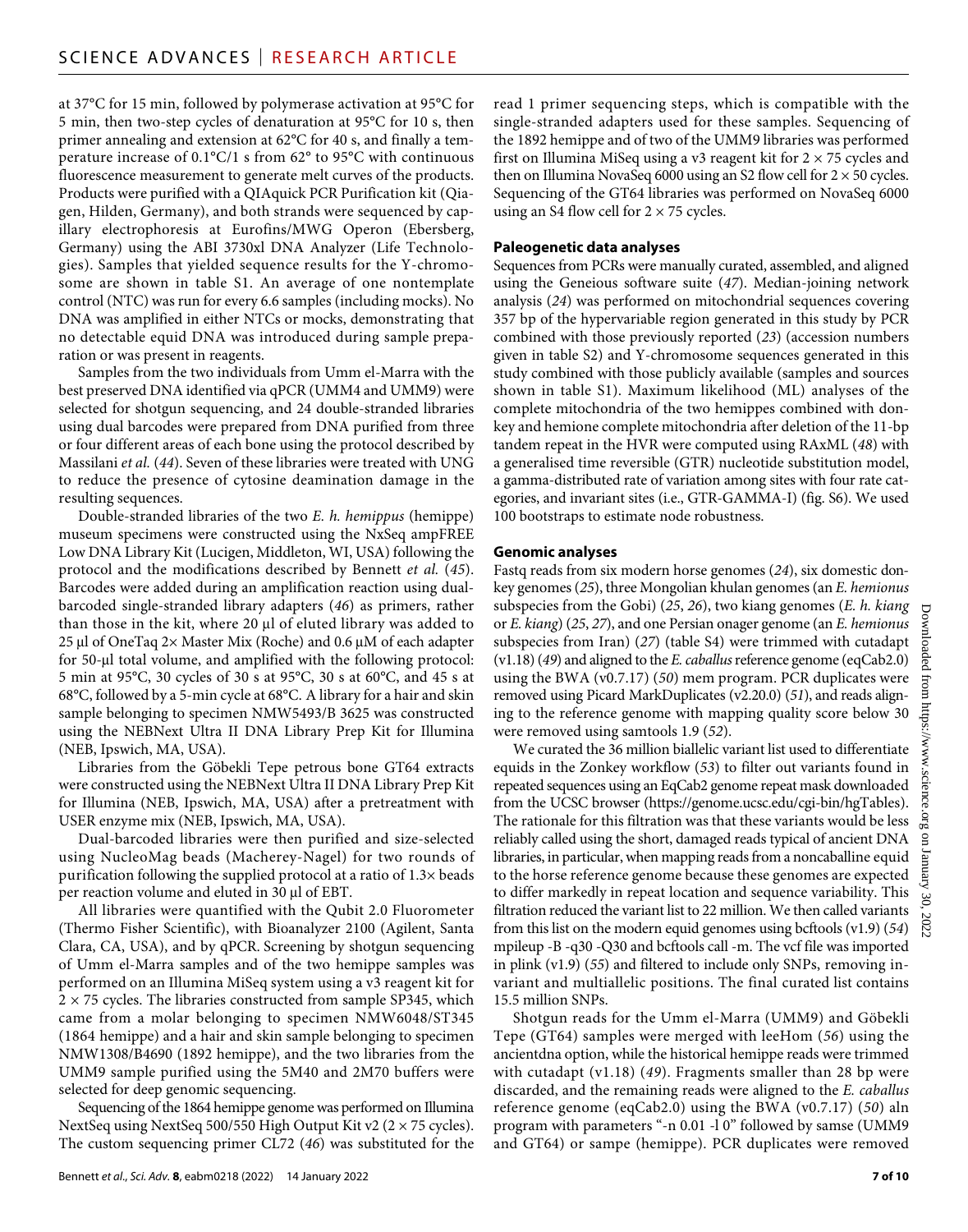at 37°C for 15 min, followed by polymerase activation at 95°C for 5 min, then two-step cycles of denaturation at 95°C for 10 s, then primer annealing and extension at 62°C for 40 s, and finally a temperature increase of 0.1°C/1 s from 62° to 95°C with continuous fluorescence measurement to generate melt curves of the products. Products were purified with a QIAquick PCR Purification kit (Qiagen, Hilden, Germany), and both strands were sequenced by capillary electrophoresis at Eurofins/MWG Operon (Ebersberg, Germany) using the ABI 3730xl DNA Analyzer (Life Technologies). Samples that yielded sequence results for the Y-chromosome are shown in table S1. An average of one nontemplate control (NTC) was run for every 6.6 samples (including mocks). No DNA was amplified in either NTCs or mocks, demonstrating that no detectable equid DNA was introduced during sample preparation or was present in reagents.

Samples from the two individuals from Umm el-Marra with the best preserved DNA identified via qPCR (UMM4 and UMM9) were selected for shotgun sequencing, and 24 double-stranded libraries using dual barcodes were prepared from DNA purified from three or four different areas of each bone using the protocol described by Massilani *et al.* (*44*). Seven of these libraries were treated with UNG to reduce the presence of cytosine deamination damage in the resulting sequences.

Double-stranded libraries of the two *E. h. hemippus* (hemippe) museum specimens were constructed using the NxSeq ampFREE Low DNA Library Kit (Lucigen, Middleton, WI, USA) following the protocol and the modifications described by Bennett *et al.* (*45*). Barcodes were added during an amplification reaction using dual-barcoded single-stranded library adapters (*46*) as primers, rather than those in the kit, where 20 μl of eluted library was added to 25 μl of OneTaq 2× Master Mix (Roche) and 0.6 μM of each adapter for 50-μl total volume, and amplified with the following protocol: 5 min at 95°C, 30 cycles of 30 s at 95°C, 30 s at 60°C, and 45 s at 68°C, followed by a 5-min cycle at 68°C. A library for a hair and skin sample belonging to specimen NMW5493/B 3625 was constructed using the NEBNext Ultra II DNA Library Prep Kit for Illumina (NEB, Ipswich, MA, USA).

Libraries from the Göbekli Tepe petrous bone GT64 extracts were constructed using the NEBNext Ultra II DNA Library Prep Kit for Illumina (NEB, Ipswich, MA, USA) after a pretreatment with USER enzyme mix (NEB, Ipswich, MA, USA).

Dual-barcoded libraries were then purified and size-selected using NucleoMag beads (Macherey-Nagel) for two rounds of purification following the supplied protocol at a ratio of 1.3× beads per reaction volume and eluted in 30 μl of EBT.

All libraries were quantified with the Qubit 2.0 Fluorometer (Thermo Fisher Scientific), with Bioanalyzer 2100 (Agilent, Santa Clara, CA, USA), and by qPCR. Screening by shotgun sequencing of Umm el-Marra samples and of the two hemippe samples was performed on an Illumina MiSeq system using a v3 reagent kit for 2 × 75 cycles. The libraries constructed from sample SP345, which came from a molar belonging to specimen NMW6048/ST345 (1864 hemippe) and a hair and skin sample belonging to specimen NMW1308/B4690 (1892 hemippe), and the two libraries from the UMM9 sample purified using the 5M40 and 2M70 buffers were selected for deep genomic sequencing.

Sequencing of the 1864 hemippe genome was performed on Illumina NextSeq using NextSeq 500/550 High Output Kit v2 (2 × 75 cycles). The custom sequencing primer CL72 (*46*) was substituted for the read 1 primer sequencing steps, which is compatible with the single-stranded adapters used for these samples. Sequencing of the 1892 hemippe and of two of the UMM9 libraries was performed first on Illumina MiSeq using a v3 reagent kit for 2 × 75 cycles and then on Illumina NovaSeq 6000 using an S2 flow cell for 2 × 50 cycles. Sequencing of the GT64 libraries was performed on NovaSeq 6000 using an S4 flow cell for 2 × 75 cycles.

### Paleogenetic data analyses

Sequences from PCRs were manually curated, assembled, and aligned using the Geneious software suite (*47*). Median-joining network analysis (*24*) was performed on mitochondrial sequences covering 357 bp of the hypervariable region generated in this study by PCR combined with those previously reported (*23*) (accession numbers given in table S2) and Y-chromosome sequences generated in this study combined with those publicly available (samples and sources shown in table S1). Maximum likelihood (ML) analyses of the complete mitochondria of the two hemippes combined with donkey and hemione complete mitochondria after deletion of the 11-bp tandem repeat in the HVR were computed using RAxML (*48*) with a generalised time reversible (GTR) nucleotide substitution model, a gamma-distributed rate of variation among sites with four rate categories, and invariant sites (i.e., GTR-GAMMA-I) (fig. S6). We used 100 bootstraps to estimate node robustness.

### Genomic analyses

Fastq reads from six modern horse genomes (*24*), six domestic donkey genomes (*25*), three Mongolian khulan genomes (an *E. hemionus* subspecies from the Gobi) (*25*, *26*), two kiang genomes (*E. h. kiang* or *E. kiang*) (*25*, *27*), and one Persian onager genome (an *E. hemionus* subspecies from Iran) (*27*) (table S4) were trimmed with cutadapt (v1.18) (*49*) and aligned to the *E. caballus* reference genome (eqCab2.0) using the BWA (v0.7.17) (*50*) mem program. PCR duplicates were removed using Picard MarkDuplicates (v2.20.0) (*51*), and reads aligning to the reference genome with mapping quality score below 30 were removed using samtools 1.9 (*52*).

We curated the 36 million biallelic variant list used to differentiate equids in the Zonkey workflow (*53*) to filter out variants found in repeated sequences using an EqCab2 genome repeat mask downloaded from the UCSC browser (https://genome.ucsc.edu/cgi-bin/hgTables). The rationale for this filtration was that these variants would be less reliably called using the short, damaged reads typical of ancient DNA libraries, in particular, when mapping reads from a noncaballine equid to the horse reference genome because these genomes are expected to differ markedly in repeat location and sequence variability. This filtration reduced the variant list to 22 million. We then called variants from this list on the modern equid genomes using bcftools (v1.9) (*54*) mpileup -B -q30 -Q30 and bcftools call -m. The vcf file was imported in plink (v1.9) (*55*) and filtered to include only SNPs, removing invariant and multiallelic positions. The final curated list contains 15.5 million SNPs.

Shotgun reads for the Umm el-Marra (UMM9) and Göbekli Tepe (GT64) samples were merged with leeHom (*56*) using the ancientdna option, while the historical hemippe reads were trimmed with cutadapt (v1.18) (*49*). Fragments smaller than 28 bp were discarded, and the remaining reads were aligned to the *E. caballus* reference genome (eqCab2.0) using the BWA (v0.7.17) (*50*) aln program with parameters "-n 0.01 -l 0" followed by samse (UMM9 and GT64) or sampe (hemippe). PCR duplicates were removed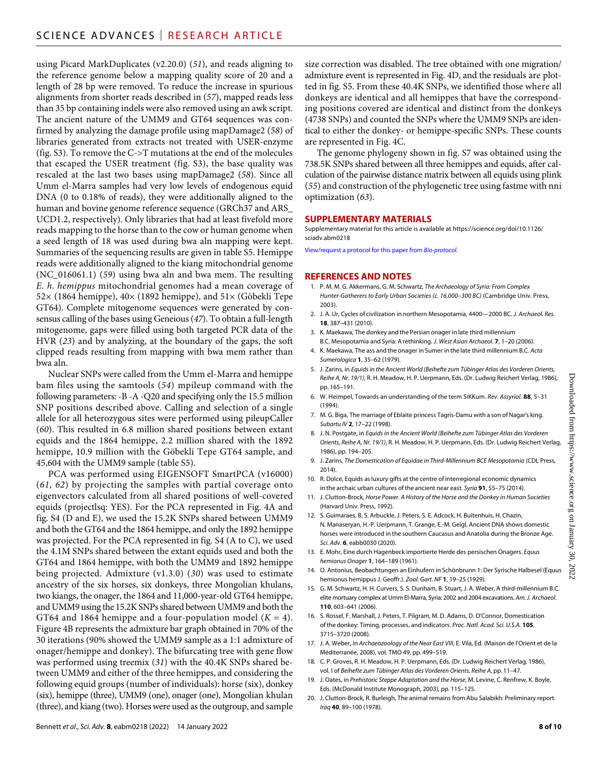using Picard MarkDuplicates (v2.20.0) (51), and reads aligning to the reference genome below a mapping quality score of 20 and a length of 28 bp were removed. To reduce the increase in spurious alignments from shorter reads described in (57), mapped reads less than 35 bp containing indels were also removed using an awk script. The ancient nature of the UMM9 and GT64 sequences was confirmed by analyzing the damage profile using mapDamage2 (58) of libraries generated from extracts not treated with USER-enzyme (fig. S3). To remove the C->T mutations at the end of the molecules that escaped the USER treatment (fig. S3), the base quality was rescaled at the last two bases using mapDamage2 (58). Since all Umm el-Marra samples had very low levels of endogenous equid DNA (0 to 0.18% of reads), they were additionally aligned to the human and bovine genome reference sequence (GRCh37 and ARS_UCD1.2, respectively). Only libraries that had at least fivefold more reads mapping to the horse than to the cow or human genome when a seed length of 18 was used during bwa aln mapping were kept. Summaries of the sequencing results are given in table S5. Hemippe reads were additionally aligned to the kiang mitochondrial genome (NC_016061.1) (59) using bwa aln and bwa mem. The resulting *E. h. hemippus* mitochondrial genomes had a mean coverage of 52× (1864 hemippe), 40× (1892 hemippe), and 51× (Göbekli Tepe GT64). Complete mitogenome sequences were generated by consensus calling of the bases using Geneious (47). To obtain a full-length mitogenome, gaps were filled using both targeted PCR data of the HVR (23) and by analyzing, at the boundary of the gaps, the soft clipped reads resulting from mapping with bwa mem rather than bwa aln.

Nuclear SNPs were called from the Umm el-Marra and hemippe bam files using the samtools (54) mpileup command with the following parameters: -B -A -Q20 and specifying only the 15.5 million SNP positions described above. Calling and selection of a single allele for all heterozygous sites were performed using pileupCaller (60). This resulted in 6.8 million shared positions between extant equids and the 1864 hemippe, 2.2 million shared with the 1892 hemippe, 10.9 million with the Göbekli Tepe GT64 sample, and 45,604 with the UMM9 sample (table S5).

PCA was performed using EIGENSOFT SmartPCA (v16000) (61, 62) by projecting the samples with partial coverage onto eigenvectors calculated from all shared positions of well-covered equids (projectlsq: YES). For the PCA represented in Fig. 4A and fig. S4 (D and E), we used the 15.2K SNPs shared between UMM9 and both the GT64 and the 1864 hemippe, and only the 1892 hemippe was projected. For the PCA represented in fig. S4 (A to C), we used the 4.1M SNPs shared between the extant equids used and both the GT64 and 1864 hemippe, with both the UMM9 and 1892 hemippe being projected. Admixture (v1.3.0) (30) was used to estimate ancestry of the six horses, six donkeys, three Mongolian khulans, two kiangs, the onager, the 1864 and 11,000-year-old GT64 hemippe, and UMM9 using the 15.2K SNPs shared between UMM9 and both the GT64 and 1864 hemippe and a four-population model ($K = 4$). Figure 4B represents the admixture bar graph obtained in 70% of the 30 iterations (90% showed the UMM9 sample as a 1:1 admixture of onager/hemippe and donkey). The bifurcating tree with gene flow was performed using treemix (31) with the 40.4K SNPs shared between UMM9 and either of the three hemippes, and considering the following equid groups (number of individuals): horse (six), donkey (six), hemippe (three), UMM9 (one), onager (one), Mongolian khulan (three), and kiang (two). Horses were used as the outgroup, and sample size correction was disabled. The tree obtained with one migration/admixture event is represented in Fig. 4D, and the residuals are plotted in fig. S5. From these 40.4K SNPs, we identified those where all donkeys are identical and all hemippes that have the corresponding positions covered are identical and distinct from the donkeys (4738 SNPs) and counted the SNPs where the UMM9 SNPs are identical to either the donkey- or hemippe-specific SNPs. These counts are represented in Fig. 4C.

The genome phylogeny shown in fig. S7 was obtained using the 738.5K SNPs shared between all three hemippes and equids, after calculation of the pairwise distance matrix between all equids using plink (55) and construction of the phylogenetic tree using fastme with nni optimization (63).

## SUPPLEMENTARY MATERIALS

Supplementary material for this article is available at https://science.org/doi/10.1126/sciadv.abm0218

View/request a protocol for this paper from *Bio-protocol*.

## REFERENCES AND NOTES

1. P. M. M. G. Akkermans, G. M. Schwartz, *The Archaeology of Syria: From Complex Hunter-Gatherers to Early Urban Societies (c. 16,000–300 BC)* (Cambridge Univ. Press, 2003).
2. J. A. Ur, Cycles of civilization in northern Mesopotamia, 4400—2000 BC. *J. Archaeol. Res.* **18**, 387–431 (2010).
3. K. Maekawa, The donkey and the Persian onager in late third millennium B.C. Mesopotamia and Syria: A rethinking. *J. West Asian Archaeol.* **7**, 1–20 (2006).
4. K. Maekawa, The ass and the onager in Sumer in the late third millennium B.C. *Acta Sumerologica* **1**, 35–62 (1979).
5. J. Zarins, in *Equids in the Ancient World (Beihefte zum Tübinger Atlas des Vorderen Orients, Reihe A, Nr. 19/1)*, R. H. Meadow, H. P. Uerpmann, Eds. (Dr. Ludwig Reichert Verlag, 1986), pp. 165–191.
6. W. Heimpel, Towards an understanding of the term SiKKum. *Rev. Assyriol.* **88**, 5–31 (1994).
7. M. G. Biga, The marriage of Eblaite princess Tagris-Damu with a son of Nagar's king. *Subartu IV* **2**, 17–22 (1998).
8. J. N. Postgate, in *Equids in the Ancient World (Beihefte zum Tübinger Atlas des Vorderen Orients, Reihe A, Nr. 19/1)*, R. H. Meadow, H. P. Uerpmann, Eds. (Dr. Ludwig Reichert Verlag, 1986), pp. 194–205.
9. J. Zarins, *The Domestication of Equidae in Third-Millennium BCE Mesopotamia* (CDL Press, 2014).
10. R. Dolce, Equids as luxury gifts at the centre of interregional economic dynamics in the archaic urban cultures of the ancient near east. *Syria* **91**, 55–75 (2014).
11. J. Clutton-Brock, *Horse Power. A History of the Horse and the Donkey in Human Societies* (Harvard Univ. Press, 1992).
12. S. Guimaraes, B. S. Arbuckle, J. Peters, S. E. Adcock, H. Buitenhuis, H. Chazin, N. Manaseryan, H.-P. Uerpmann, T. Grange, E.-M. Geigl, Ancient DNA shows domestic horses were introduced in the southern Caucasus and Anatolia during the Bronze Age. *Sci. Adv.* **6**, eabb0030 (2020).
13. E. Mohr, Eine durch Hagenbeck importierte Herde des persischen Onagers. *Equus hemionus Onager* **1**, 164–189 (1961).
14. O. Antonius, Beobachtungen an Einhufern in Schönbrunn 1: Der Syrische Halbesel (Equus hemionus hemippus J. Geoffr.). *Zool. Gart. NF* **1**, 19–25 (1929).
15. G. M. Schwartz, H. H. Curvers, S. S. Dunham, B. Stuart, J. A. Weber, A third-millennium B.C. elite mortuary complex at Umm El-Marra, Syria: 2002 and 2004 excavations. *Am. J. Archaeol.* **110**, 603–641 (2006).
16. S. Rossel, F. Marshall, J. Peters, T. Pilgram, M. D. Adams, D. O'Connor, Domestication of the donkey: Timing, processes, and indicators. *Proc. Natl. Acad. Sci. U.S.A.* **105**, 3715–3720 (2008).
17. J. A. Weber, in *Archaeozoology of the Near East VIII*, E. Vila, Ed. (Maison de l'Orient et de la Méditerranée, 2008), vol. TMO 49, pp. 499–519.
18. C. P. Groves, R. H. Meadow, H. P. Uerpmann, Eds. (Dr. Ludwig Reichert Verlag, 1986), vol. I of *Beihefte zum Tübinger Atlas des Vorderen Orients, Reihe A*, pp. 11–47.
19. J. Oates, in *Prehistoric Steppe Adaptation and the Horse*, M. Levine, C. Renfrew, K. Boyle, Eds. (McDonald Institute Monograph, 2003), pp. 115–125.
20. J. Clutton-Brock, R. Burleigh, The animal remains from Abu Salabikh: Preliminary report. *Iraq* **40**, 89–100 (1978).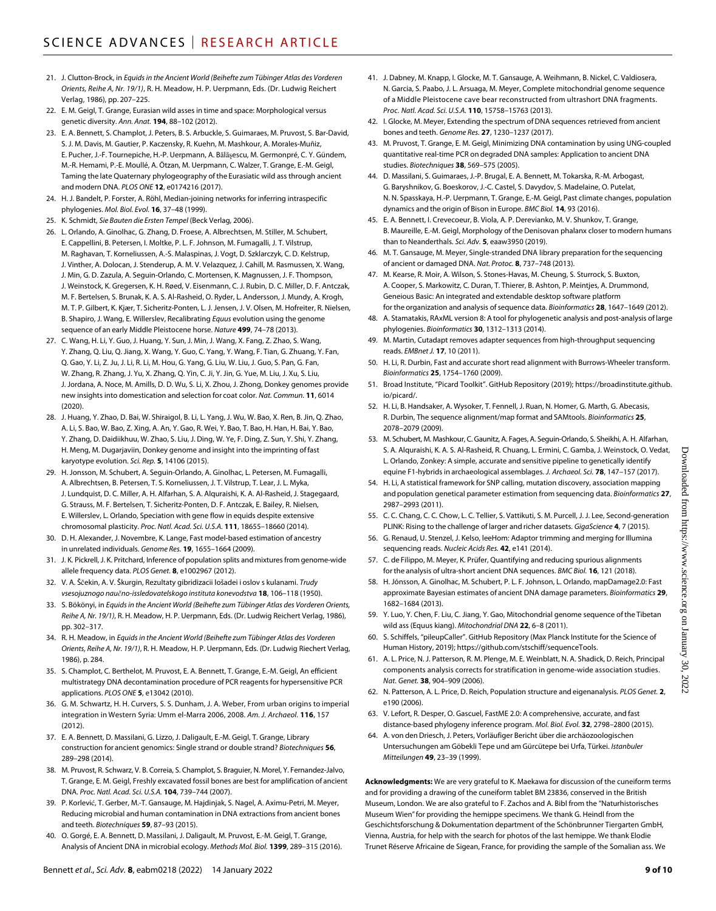21. J. Clutton-Brock, in *Equids in the Ancient World (Beihefte zum Tübinger Atlas des Vorderen Orients, Reihe A, Nr. 19/1)*, R. H. Meadow, H. P. Uerpmann, Eds. (Dr. Ludwig Reichert Verlag, 1986), pp. 207–225.
22. E. M. Geigl, T. Grange, Eurasian wild asses in time and space: Morphological versus genetic diversity. *Ann. Anat.* **194**, 88–102 (2012).
23. E. A. Bennett, S. Champlot, J. Peters, B. S. Arbuckle, S. Guimaraes, M. Pruvost, S. Bar-David, S. J. M. Davis, M. Gautier, P. Kaczensky, R. Kuehn, M. Mashkour, A. Morales-Muñiz, E. Pucher, J.-F. Tournepiche, H.-P. Uerpmann, A. Bălăşescu, M. Germonpré, C. Y. Gündem, M.-R. Hemami, P.-E. Moullé, A. Ötzan, M. Uerpmann, C. Walzer, T. Grange, E.-M. Geigl, Taming the late Quaternary phylogeography of the Eurasiatic wild ass through ancient and modern DNA. *PLOS ONE* **12**, e0174216 (2017).
24. H. J. Bandelt, P. Forster, A. Röhl, Median-joining networks for inferring intraspecific phylogenies. *Mol. Biol. Evol.* **16**, 37–48 (1999).
25. K. Schmidt, *Sie Bauten die Ersten Tempel* (Beck Verlag, 2006).
26. L. Orlando, A. Ginolhac, G. Zhang, D. Froese, A. Albrechtsen, M. Stiller, M. Schubert, E. Cappellini, B. Petersen, I. Moltke, P. L. F. Johnson, M. Fumagalli, J. T. Vilstrup, M. Raghavan, T. Korneliussen, A.-S. Malaspinas, J. Vogt, D. Szklarczyk, C. D. Kelstrup, J. Vinther, A. Dolocan, J. Stenderup, A. M. V. Velazquez, J. Cahill, M. Rasmussen, X. Wang, J. Min, G. D. Zazula, A. Seguin-Orlando, C. Mortensen, K. Magnussen, J. F. Thompson, J. Weinstock, K. Gregersen, K. H. Røed, V. Eisenmann, C. J. Rubin, D. C. Miller, D. F. Antczak, M. F. Bertelsen, S. Brunak, K. A. S. Al-Rasheid, O. Ryder, L. Andersson, J. Mundy, A. Krogh, M. T. P. Gilbert, K. Kjær, T. Sicheritz-Ponten, L. J. Jensen, J. V. Olsen, M. Hofreiter, R. Nielsen, B. Shapiro, J. Wang, E. Willerslev, Recalibrating *Equus* evolution using the genome sequence of an early Middle Pleistocene horse. *Nature* **499**, 74–78 (2013).
27. C. Wang, H. Li, Y. Guo, J. Huang, Y. Sun, J. Min, J. Wang, X. Fang, Z. Zhao, S. Wang, Y. Zhang, Q. Liu, Q. Jiang, X. Wang, Y. Guo, C. Yang, Y. Wang, F. Tian, G. Zhuang, Y. Fan, Q. Gao, Y. Li, Z. Ju, J. Li, R. Li, M. Hou, G. Yang, G. Liu, W. Liu, J. Guo, S. Pan, G. Fan, W. Zhang, R. Zhang, J. Yu, X. Zhang, Q. Yin, C. Ji, Y. Jin, G. Yue, M. Liu, J. Xu, S. Liu, J. Jordana, A. Noce, M. Amills, D. D. Wu, S. Li, X. Zhou, J. Zhong, Donkey genomes provide new insights into domestication and selection for coat color. *Nat. Commun.* **11**, 6014 (2020).
28. J. Huang, Y. Zhao, D. Bai, W. Shiraigol, B. Li, L. Yang, J. Wu, W. Bao, X. Ren, B. Jin, Q. Zhao, A. Li, S. Bao, W. Bao, Z. Xing, A. An, Y. Gao, R. Wei, Y. Bao, T. Bao, H. Han, H. Bai, Y. Bao, Y. Zhang, D. Daidiikhuu, W. Zhao, S. Liu, J. Ding, W. Ye, F. Ding, Z. Sun, Y. Shi, Y. Zhang, H. Meng, M. Dugarjaviin, Donkey genome and insight into the imprinting of fast karyotype evolution. *Sci. Rep.* **5**, 14106 (2015).
29. H. Jonsson, M. Schubert, A. Seguin-Orlando, A. Ginolhac, L. Petersen, M. Fumagalli, A. Albrechtsen, B. Petersen, T. S. Korneliussen, J. T. Vilstrup, T. Lear, J. L. Myka, J. Lundquist, D. C. Miller, A. H. Alfarhan, S. A. Alquraishi, K. A. Al-Rasheid, J. Stagegaard, G. Strauss, M. F. Bertelsen, T. Sicheritz-Ponten, D. F. Antczak, E. Bailey, R. Nielsen, E. Willerslev, L. Orlando, Speciation with gene flow in equids despite extensive chromosomal plasticity. *Proc. Natl. Acad. Sci. U.S.A.* **111**, 18655–18660 (2014).
30. D. H. Alexander, J. Novembre, K. Lange, Fast model-based estimation of ancestry in unrelated individuals. *Genome Res.* **19**, 1655–1664 (2009).
31. J. K. Pickrell, J. K. Pritchard, Inference of population splits and mixtures from genome-wide allele frequency data. *PLOS Genet.* **8**, e1002967 (2012).
32. V. A. Ščekin, A. V. Škurgin, Rezultaty gibridizacii lošadei i oslov s kulanami. *Trudy vsesojuznogo naučno-issledovatelskogo instituta konevodstva* **18**, 106–118 (1950).
33. S. Bökönyi, in *Equids in the Ancient World (Beihefte zum Tübinger Atlas des Vorderen Orients, Reihe A, Nr. 19/1)*, R. H. Meadow, H. P. Uerpmann, Eds. (Dr. Ludwig Reichert Verlag, 1986), pp. 302–317.
34. R. H. Meadow, in *Equids in the Ancient World (Beihefte zum Tübinger Atlas des Vorderen Orients, Reihe A, Nr. 19/1)*, R. H. Meadow, H. P. Uerpmann, Eds. (Dr. Ludwig Riechert Verlag, 1986), p. 284.
35. S. Champlot, C. Berthelot, M. Pruvost, E. A. Bennett, T. Grange, E.-M. Geigl, An efficient multistrategy DNA decontamination procedure of PCR reagents for hypersensitive PCR applications. *PLOS ONE* **5**, e13042 (2010).
36. G. M. Schwartz, H. H. Curvers, S. S. Dunham, J. A. Weber, From urban origins to imperial integration in Western Syria: Umm el-Marra 2006, 2008. *Am. J. Archaeol.* **116**, 157 (2012).
37. E. A. Bennett, D. Massilani, G. Lizzo, J. Daligault, E.-M. Geigl, T. Grange, Library construction for ancient genomics: Single strand or double strand? *Biotechniques* **56**, 289–298 (2014).
38. M. Pruvost, R. Schwarz, V. B. Correia, S. Champlot, S. Braguier, N. Morel, Y. Fernandez-Jalvo, T. Grange, E. M. Geigl, Freshly excavated fossil bones are best for amplification of ancient DNA. *Proc. Natl. Acad. Sci. U.S.A.* **104**, 739–744 (2007).
39. P. Korlević, T. Gerber, M.-T. Gansauge, M. Hajdinjak, S. Nagel, A. Aximu-Petri, M. Meyer, Reducing microbial and human contamination in DNA extractions from ancient bones and teeth. *Biotechniques* **59**, 87–93 (2015).
40. O. Gorgé, E. A. Bennett, D. Massilani, J. Daligault, M. Pruvost, E.-M. Geigl, T. Grange, Analysis of Ancient DNA in microbial ecology. *Methods Mol. Biol.* **1399**, 289–315 (2016).
41. J. Dabney, M. Knapp, I. Glocke, M. T. Gansauge, A. Weihmann, B. Nickel, C. Valdiosera, N. Garcia, S. Paabo, J. L. Arsuaga, M. Meyer, Complete mitochondrial genome sequence of a Middle Pleistocene cave bear reconstructed from ultrashort DNA fragments. *Proc. Natl. Acad. Sci. U.S.A.* **110**, 15758–15763 (2013).
42. I. Glocke, M. Meyer, Extending the spectrum of DNA sequences retrieved from ancient bones and teeth. *Genome Res.* **27**, 1230–1237 (2017).
43. M. Pruvost, T. Grange, E. M. Geigl, Minimizing DNA contamination by using UNG-coupled quantitative real-time PCR on degraded DNA samples: Application to ancient DNA studies. *Biotechniques* **38**, 569–575 (2005).
44. D. Massilani, S. Guimaraes, J.-P. Brugal, E. A. Bennett, M. Tokarska, R.-M. Arbogast, G. Baryshnikov, G. Boeskorov, J.-C. Castel, S. Davydov, S. Madelaine, O. Putelat, N. N. Spasskaya, H.-P. Uerpmann, T. Grange, E.-M. Geigl, Past climate changes, population dynamics and the origin of Bison in Europe. *BMC Biol.* **14**, 93 (2016).
45. E. A. Bennett, I. Crevecoeur, B. Viola, A. P. Derevianko, M. V. Shunkov, T. Grange, B. Maureille, E.-M. Geigl, Morphology of the Denisovan phalanx closer to modern humans than to Neanderthals. *Sci. Adv.* **5**, eaaw3950 (2019).
46. M. T. Gansauge, M. Meyer, Single-stranded DNA library preparation for the sequencing of ancient or damaged DNA. *Nat. Protoc.* **8**, 737–748 (2013).
47. M. Kearse, R. Moir, A. Wilson, S. Stones-Havas, M. Cheung, S. Sturrock, S. Buxton, A. Cooper, S. Markowitz, C. Duran, T. Thierer, B. Ashton, P. Meintjes, A. Drummond, Geneious Basic: An integrated and extendable desktop software platform for the organization and analysis of sequence data. *Bioinformatics* **28**, 1647–1649 (2012).
48. A. Stamatakis, RAxML version 8: A tool for phylogenetic analysis and post-analysis of large phylogenies. *Bioinformatics* **30**, 1312–1313 (2014).
49. M. Martin, Cutadapt removes adapter sequences from high-throughput sequencing reads. *EMBnet J.* **17**, 10 (2011).
50. H. Li, R. Durbin, Fast and accurate short read alignment with Burrows-Wheeler transform. *Bioinformatics* **25**, 1754–1760 (2009).
51. Broad Institute, "Picard Toolkit". GitHub Repository (2019); https://broadinstitute.github.io/picard/.
52. H. Li, B. Handsaker, A. Wysoker, T. Fennell, J. Ruan, N. Homer, G. Marth, G. Abecasis, R. Durbin, The sequence alignment/map format and SAMtools. *Bioinformatics* **25**, 2078–2079 (2009).
53. M. Schubert, M. Mashkour, C. Gaunitz, A. Fages, A. Seguin-Orlando, S. Sheikhi, A. H. Alfarhan, S. A. Alquraishi, K. A. S. Al-Rasheid, R. Chuang, L. Ermini, C. Gamba, J. Weinstock, O. Vedat, L. Orlando, Zonkey: A simple, accurate and sensitive pipeline to genetically identify equine F1-hybrids in archaeological assemblages. *J. Archaeol. Sci.* **78**, 147–157 (2017).
54. H. Li, A statistical framework for SNP calling, mutation discovery, association mapping and population genetical parameter estimation from sequencing data. *Bioinformatics* **27**, 2987–2993 (2011).
55. C. C. Chang, C. C. Chow, L. C. Tellier, S. Vattikuti, S. M. Purcell, J. J. Lee, Second-generation PLINK: Rising to the challenge of larger and richer datasets. *GigaScience* **4**, 7 (2015).
56. G. Renaud, U. Stenzel, J. Kelso, leeHom: Adaptor trimming and merging for Illumina sequencing reads. *Nucleic Acids Res.* **42**, e141 (2014).
57. C. de Filippo, M. Meyer, K. Prüfer, Quantifying and reducing spurious alignments for the analysis of ultra-short ancient DNA sequences. *BMC Biol.* **16**, 121 (2018).
58. H. Jónsson, A. Ginolhac, M. Schubert, P. L. F. Johnson, L. Orlando, mapDamage2.0: Fast approximate Bayesian estimates of ancient DNA damage parameters. *Bioinformatics* **29**, 1682–1684 (2013).
59. Y. Luo, Y. Chen, F. Liu, C. Jiang, Y. Gao, Mitochondrial genome sequence of the Tibetan wild ass (Equus kiang). *Mitochondrial DNA* **22**, 6–8 (2011).
60. S. Schiffels, "pileupCaller". GitHub Repository (Max Planck Institute for the Science of Human History, 2019); https://github.com/stschiff/sequenceTools.
61. A. L. Price, N. J. Patterson, R. M. Plenge, M. E. Weinblatt, N. A. Shadick, D. Reich, Principal components analysis corrects for stratification in genome-wide association studies. *Nat. Genet.* **38**, 904–909 (2006).
62. N. Patterson, A. L. Price, D. Reich, Population structure and eigenanalysis. *PLOS Genet.* **2**, e190 (2006).
63. V. Lefort, R. Desper, O. Gascuel, FastME 2.0: A comprehensive, accurate, and fast distance-based phylogeny inference program. *Mol. Biol. Evol.* **32**, 2798–2800 (2015).
64. A. von den Driesch, J. Peters, Vorläufiger Bericht über die archäozoologischen Untersuchungen am Göbekli Tepe und am Gürcütepe bei Urfa, Türkei. *Istanbuler Mitteilungen* **49**, 23–39 (1999).

**Acknowledgments:** We are very grateful to K. Maekawa for discussion of the cuneiform terms and for providing a drawing of the cuneiform tablet BM 23836, conserved in the British Museum, London. We are also grateful to F. Zachos and A. Bibl from the "Naturhistorisches Museum Wien" for providing the hemippe specimens. We thank G. Heindl from the Geschichtsforschung & Dokumentation department of the Schönbrunner Tiergarten GmbH, Vienna, Austria, for help with the search for photos of the last hemippe. We thank Elodie Trunet Réserve Africaine de Sigean, France, for providing the sample of the Somalian ass. We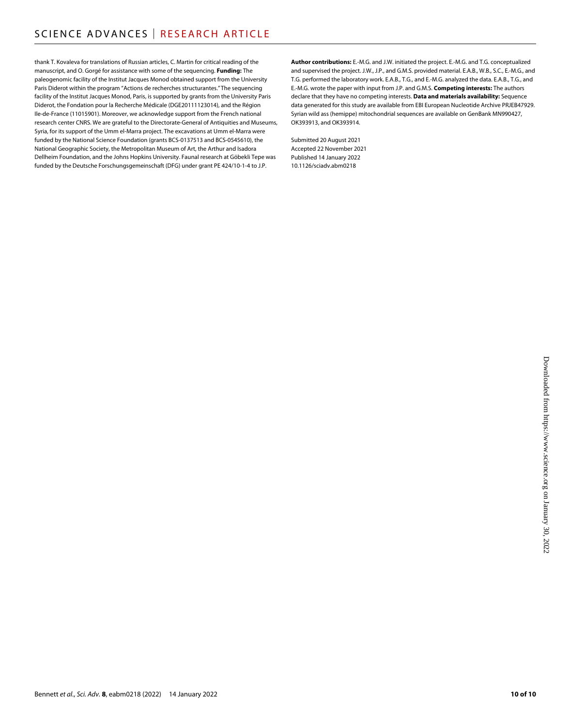thank T. Kovaleva for translations of Russian articles, C. Martin for critical reading of the manuscript, and O. Gorgé for assistance with some of the sequencing. **Funding:** The paleogenomic facility of the Institut Jacques Monod obtained support from the University Paris Diderot within the program "Actions de recherches structurantes." The sequencing facility of the Institut Jacques Monod, Paris, is supported by grants from the University Paris Diderot, the Fondation pour la Recherche Médicale (DGE20111123014), and the Région Ile-de-France (11015901). Moreover, we acknowledge support from the French national research center CNRS. We are grateful to the Directorate-General of Antiquities and Museums, Syria, for its support of the Umm el-Marra project. The excavations at Umm el-Marra were funded by the National Science Foundation (grants BCS-0137513 and BCS-0545610), the National Geographic Society, the Metropolitan Museum of Art, the Arthur and Isadora Dellheim Foundation, and the Johns Hopkins University. Faunal research at Göbekli Tepe was funded by the Deutsche Forschungsgemeinschaft (DFG) under grant PE 424/10-1-4 to J.P. **Author contributions:** E.-M.G. and J.W. initiated the project. E.-M.G. and T.G. conceptualized and supervised the project. J.W., J.P., and G.M.S. provided material. E.A.B., W.B., S.C., E.-M.G., and T.G. performed the laboratory work. E.A.B., T.G., and E.-M.G. analyzed the data. E.A.B., T.G., and E.-M.G. wrote the paper with input from J.P. and G.M.S. **Competing interests:** The authors declare that they have no competing interests. **Data and materials availability:** Sequence data generated for this study are available from EBI European Nucleotide Archive PRJEB47929. Syrian wild ass (hemippe) mitochondrial sequences are available on GenBank MN990427, OK393913, and OK393914.

Submitted 20 August 2021
Accepted 22 November 2021
Published 14 January 2022
10.1126/sciadv.abm0218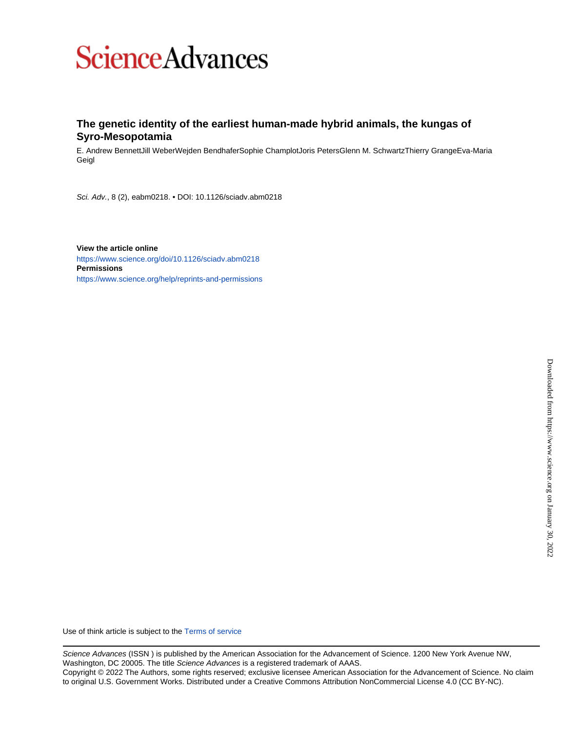# ScienceAdvances

## The genetic identity of the earliest human-made hybrid animals, the kungas of Syro-Mesopotamia

E. Andrew BennettJill WeberWejden BendhaferSophie ChamplotJoris PetersGlenn M. SchwartzThierry GrangeEva-Maria Geigl

*Sci. Adv.*, 8 (2), eabm0218. • DOI: 10.1126/sciadv.abm0218

**View the article online**
https://www.science.org/doi/10.1126/sciadv.abm0218
**Permissions**
https://www.science.org/help/reprints-and-permissions

Use of think article is subject to the Terms of service

*Science Advances* (ISSN ) is published by the American Association for the Advancement of Science. 1200 New York Avenue NW, Washington, DC 20005. The title *Science Advances* is a registered trademark of AAAS.
Copyright © 2022 The Authors, some rights reserved; exclusive licensee American Association for the Advancement of Science. No claim to original U.S. Government Works. Distributed under a Creative Commons Attribution NonCommercial License 4.0 (CC BY-NC).